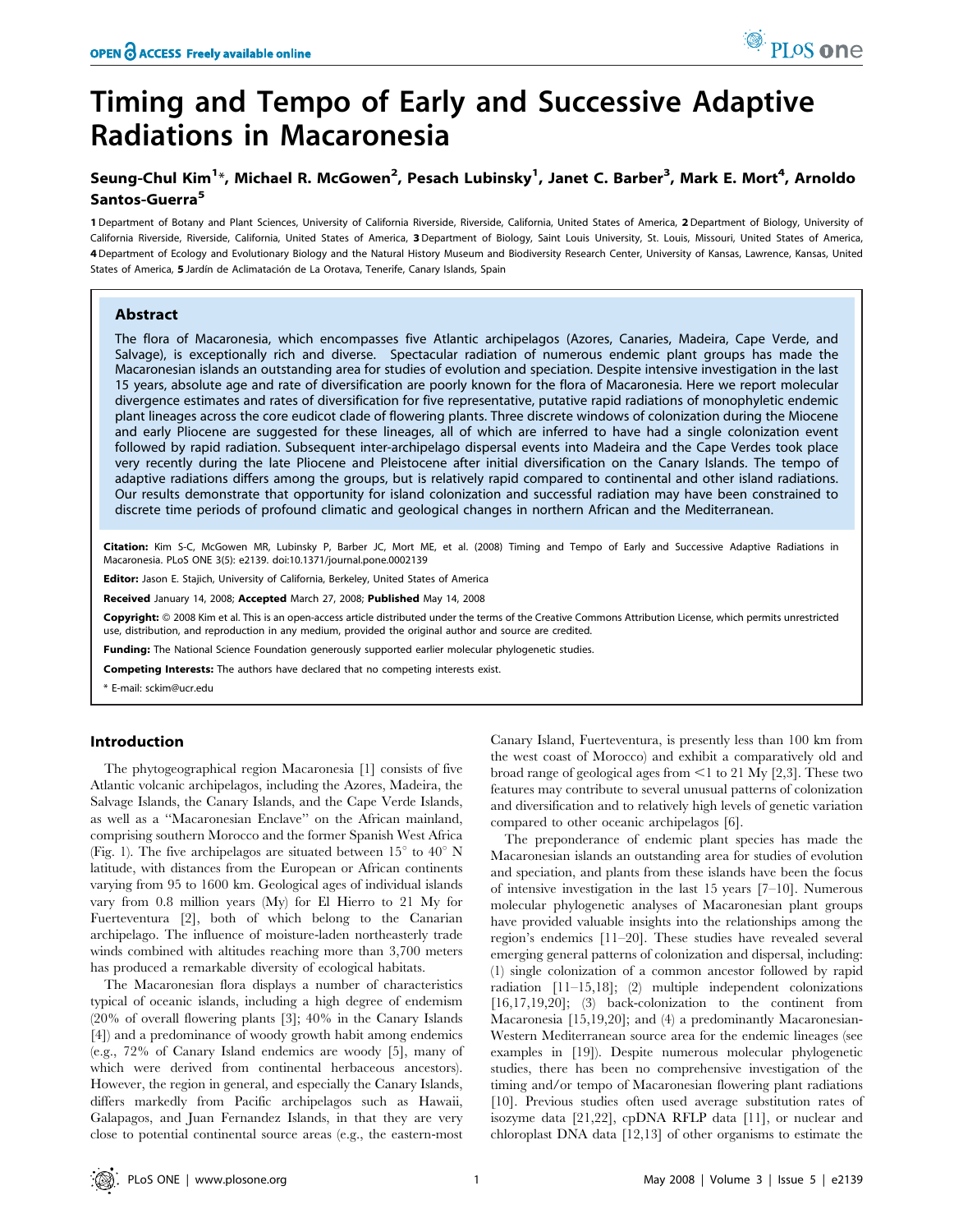# Timing and Tempo of Early and Successive Adaptive Radiations in Macaronesia

**Seung-Chul Kim[1]*, Michael R. McGowen[2], Pesach Lubinsky[1], Janet C. Barber[3], Mark E. Mort[4], Arnoldo Santos-Guerra[5]**

1 Department of Botany and Plant Sciences, University of California Riverside, Riverside, California, United States of America, 2 Department of Biology, University of California Riverside, Riverside, California, United States of America, 3 Department of Biology, Saint Louis University, St. Louis, Missouri, United States of America, 4 Department of Ecology and Evolutionary Biology and the Natural History Museum and Biodiversity Research Center, University of Kansas, Lawrence, Kansas, United States of America, 5 Jardín de Aclimatación de La Orotava, Tenerife, Canary Islands, Spain

## Abstract

The flora of Macaronesia, which encompasses five Atlantic archipelagos (Azores, Canaries, Madeira, Cape Verde, and Salvage), is exceptionally rich and diverse. Spectacular radiation of numerous endemic plant groups has made the Macaronesian islands an outstanding area for studies of evolution and speciation. Despite intensive investigation in the last 15 years, absolute age and rate of diversification are poorly known for the flora of Macaronesia. Here we report molecular divergence estimates and rates of diversification for five representative, putative rapid radiations of monophyletic endemic plant lineages across the core eudicot clade of flowering plants. Three discrete windows of colonization during the Miocene and early Pliocene are suggested for these lineages, all of which are inferred to have had a single colonization event followed by rapid radiation. Subsequent inter-archipelago dispersal events into Madeira and the Cape Verdes took place very recently during the late Pliocene and Pleistocene after initial diversification on the Canary Islands. The tempo of adaptive radiations differs among the groups, but is relatively rapid compared to continental and other island radiations. Our results demonstrate that opportunity for island colonization and successful radiation may have been constrained to discrete time periods of profound climatic and geological changes in northern African and the Mediterranean.

**Citation:** Kim S-C, McGowen MR, Lubinsky P, Barber JC, Mort ME, et al. (2008) Timing and Tempo of Early and Successive Adaptive Radiations in Macaronesia. PLoS ONE 3(5): e2139. doi:10.1371/journal.pone.0002139

**Editor:** Jason E. Stajich, University of California, Berkeley, United States of America

**Received** January 14, 2008; **Accepted** March 27, 2008; **Published** May 14, 2008

**Copyright:** © 2008 Kim et al. This is an open-access article distributed under the terms of the Creative Commons Attribution License, which permits unrestricted use, distribution, and reproduction in any medium, provided the original author and source are credited.

**Funding:** The National Science Foundation generously supported earlier molecular phylogenetic studies.

**Competing Interests:** The authors have declared that no competing interests exist.

\* E-mail: sckim@ucr.edu

## Introduction

The phytogeographical region Macaronesia [1] consists of five Atlantic volcanic archipelagos, including the Azores, Madeira, the Salvage Islands, the Canary Islands, and the Cape Verde Islands, as well as a "Macaronesian Enclave" on the African mainland, comprising southern Morocco and the former Spanish West Africa (Fig. 1). The five archipelagos are situated between 15° to 40° N latitude, with distances from the European or African continents varying from 95 to 1600 km. Geological ages of individual islands vary from 0.8 million years (My) for El Hierro to 21 My for Fuerteventura [2], both of which belong to the Canarian archipelago. The influence of moisture-laden northeasterly trade winds combined with altitudes reaching more than 3,700 meters has produced a remarkable diversity of ecological habitats.

The Macaronesian flora displays a number of characteristics typical of oceanic islands, including a high degree of endemism (20% of overall flowering plants [3]; 40% in the Canary Islands [4]) and a predominance of woody growth habit among endemics (e.g., 72% of Canary Island endemics are woody [5], many of which were derived from continental herbaceous ancestors). However, the region in general, and especially the Canary Islands, differs markedly from Pacific archipelagos such as Hawaii, Galapagos, and Juan Fernandez Islands, in that they are very close to potential continental source areas (e.g., the eastern-most Canary Island, Fuerteventura, is presently less than 100 km from the west coast of Morocco) and exhibit a comparatively old and broad range of geological ages from <1 to 21 My [2,3]. These two features may contribute to several unusual patterns of colonization and diversification and to relatively high levels of genetic variation compared to other oceanic archipelagos [6].

The preponderance of endemic plant species has made the Macaronesian islands an outstanding area for studies of evolution and speciation, and plants from these islands have been the focus of intensive investigation in the last 15 years [7–10]. Numerous molecular phylogenetic analyses of Macaronesian plant groups have provided valuable insights into the relationships among the region's endemics [11–20]. These studies have revealed several emerging general patterns of colonization and dispersal, including: (1) single colonization of a common ancestor followed by rapid radiation [11–15,18]; (2) multiple independent colonizations [16,17,19,20]; (3) back-colonization to the continent from Macaronesia [15,19,20]; and (4) a predominantly Macaronesian-Western Mediterranean source area for the endemic lineages (see examples in [19]). Despite numerous molecular phylogenetic studies, there has been no comprehensive investigation of the timing and/or tempo of Macaronesian flowering plant radiations [10]. Previous studies often used average substitution rates of isozyme data [21,22], cpDNA RFLP data [11], or nuclear and chloroplast DNA data [12,13] of other organisms to estimate the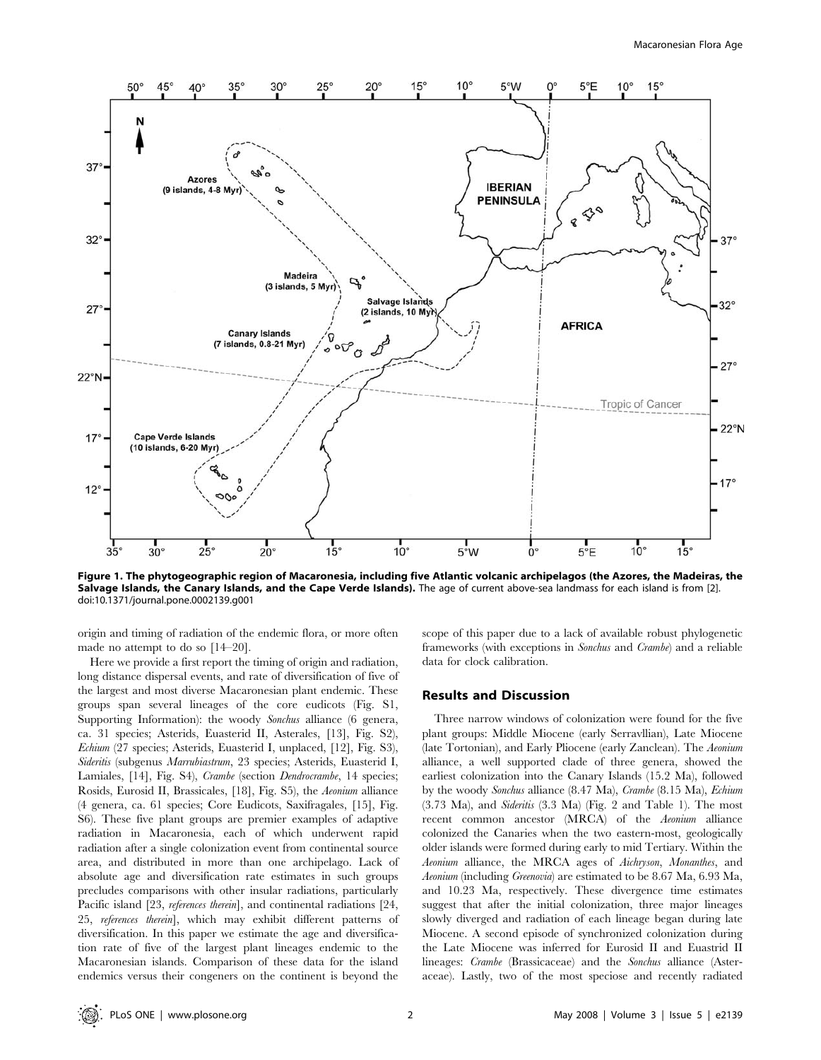**Figure 1. The phytogeographic region of Macaronesia, including five Atlantic volcanic archipelagos (the Azores, the Madeiras, the Salvage Islands, the Canary Islands, and the Cape Verde Islands).** The age of current above-sea landmass for each island is from [2].
doi:10.1371/journal.pone.0002139.g001

origin and timing of radiation of the endemic flora, or more often made no attempt to do so [14–20].

Here we provide a first report the timing of origin and radiation, long distance dispersal events, and rate of diversification of five of the largest and most diverse Macaronesian plant endemic. These groups span several lineages of the core eudicots (Fig. S1, Supporting Information): the woody *Sonchus* alliance (6 genera, ca. 31 species; Asterids, Euasterid II, Asterales, [13], Fig. S2), *Echium* (27 species; Asterids, Euasterid I, unplaced, [12], Fig. S3), *Sideritis* (subgenus *Marrubiastrum*, 23 species; Asterids, Euasterid I, Lamiales, [14], Fig. S4), *Crambe* (section *Dendrocrambe*, 14 species; Rosids, Eurosid II, Brassicales, [18], Fig. S5), the *Aeonium* alliance (4 genera, ca. 61 species; Core Eudicots, Saxifragales, [15], Fig. S6). These five plant groups are premier examples of adaptive radiation in Macaronesia, each of which underwent rapid radiation after a single colonization event from continental source area, and distributed in more than one archipelago. Lack of absolute age and diversification rate estimates in such groups precludes comparisons with other insular radiations, particularly Pacific island [23, *references therein*], and continental radiations [24, 25, *references therein*], which may exhibit different patterns of diversification. In this paper we estimate the age and diversification rate of five of the largest plant lineages endemic to the Macaronesian islands. Comparison of these data for the island endemics versus their congeners on the continent is beyond the scope of this paper due to a lack of available robust phylogenetic frameworks (with exceptions in *Sonchus* and *Crambe*) and a reliable data for clock calibration.

## Results and Discussion

Three narrow windows of colonization were found for the five plant groups: Middle Miocene (early Serravllian), Late Miocene (late Tortonian), and Early Pliocene (early Zanclean). The *Aeonium* alliance, a well supported clade of three genera, showed the earliest colonization into the Canary Islands (15.2 Ma), followed by the woody *Sonchus* alliance (8.47 Ma), *Crambe* (8.15 Ma), *Echium* (3.73 Ma), and *Sideritis* (3.3 Ma) (Fig. 2 and Table 1). The most recent common ancestor (MRCA) of the *Aeonium* alliance colonized the Canaries when the two eastern-most, geologically older islands were formed during early to mid Tertiary. Within the *Aeonium* alliance, the MRCA ages of *Aichryson*, *Monanthes*, and *Aeonium* (including *Greenovia*) are estimated to be 8.67 Ma, 6.93 Ma, and 10.23 Ma, respectively. These divergence time estimates suggest that after the initial colonization, three major lineages slowly diverged and radiation of each lineage began during late Miocene. A second episode of synchronized colonization during the Late Miocene was inferred for Eurosid II and Euastrid II lineages: *Crambe* (Brassicaceae) and the *Sonchus* alliance (Asteraceae). Lastly, two of the most speciose and recently radiated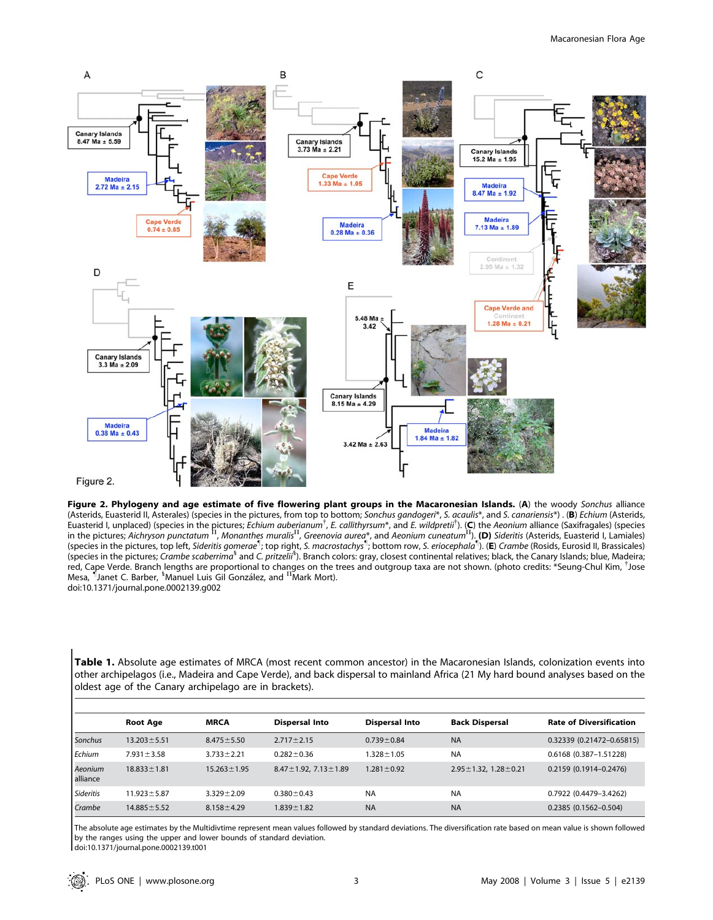**Figure 2. Phylogeny and age estimate of five flowering plant groups in the Macaronesian Islands.** (**A**) the woody *Sonchus* alliance (Asterids, Euasterid II, Asterales) (species in the pictures, from top to bottom; *Sonchus gandogeri*\*, *S. acaulis*\*, and *S. canariensis*\*) . (**B**) *Echium* (Asterids, Euasterid I, unplaced) (species in the pictures; *Echium auberianum*[†], *E. callithyrsum*\*, and *E. wildpretii*[†]). (**C**) the *Aeonium* alliance (Saxifragales) (species in the pictures; *Aichryson punctatum* [II], *Monanthes muralis*[II], *Greenovia aurea*\*, and *Aeonium cuneatum*[II]). (**D**) *Sideritis* (Asterids, Euasterid I, Lamiales) (species in the pictures, top left, *Sideritis gomerae*[¶]; top right, *S. macrostachys*[¶]; bottom row, *S. eriocephala*[¶]). (**E**) *Crambe* (Rosids, Eurosid II, Brassicales) (species in the pictures; *Crambe scaberrima*[§] and *C. pritzelii*[§]). Branch colors: gray, closest continental relatives; black, the Canary Islands; blue, Madeira; red, Cape Verde. Branch lengths are proportional to changes on the trees and outgroup taxa are not shown. (photo credits: \*Seung-Chul Kim, [†]Jose Mesa, [¶]Janet C. Barber, [§]Manuel Luis Gil González, and [II]Mark Mort).
doi:10.1371/journal.pone.0002139.g002

**Table 1.** Absolute age estimates of MRCA (most recent common ancestor) in the Macaronesian Islands, colonization events into other archipelagos (i.e., Madeira and Cape Verde), and back dispersal to mainland Africa (21 My hard bound analyses based on the oldest age of the Canary archipelago are in brackets).

| | Root Age | MRCA | Dispersal Into | Dispersal Into | Back Dispersal | Rate of Diversification |
|---|---|---|---|---|---|---|
| *Sonchus* | 13.203±5.51 | 8.475±5.50 | 2.717±2.15 | 0.739±0.84 | NA | 0.32339 (0.21472–0.65815) |
| *Echium* | 7.931±3.58 | 3.733±2.21 | 0.282±0.36 | 1.328±1.05 | NA | 0.6168 (0.387–1.51228) |
| *Aeonium* alliance | 18.833±1.81 | 15.263±1.95 | 8.47±1.92, 7.13±1.89 | 1.281±0.92 | 2.95±1.32, 1.28±0.21 | 0.2159 (0.1914–0.2476) |
| *Sideritis* | 11.923±5.87 | 3.329±2.09 | 0.380±0.43 | NA | NA | 0.7922 (0.4479–3.4262) |
| *Crambe* | 14.885±5.52 | 8.158±4.29 | 1.839±1.82 | NA | NA | 0.2385 (0.1562–0.504) |

The absolute age estimates by the Multidivtime represent mean values followed by standard deviations. The diversification rate based on mean value is shown followed by the ranges using the upper and lower bounds of standard deviation.
doi:10.1371/journal.pone.0002139.t001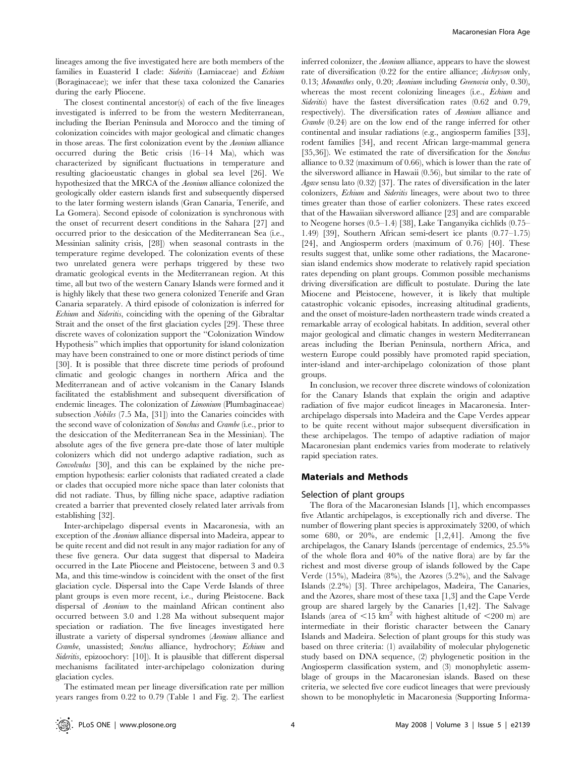lineages among the five investigated here are both members of the families in Euasterid I clade: *Sideritis* (Lamiaceae) and *Echium* (Boraginaceae); we infer that these taxa colonized the Canaries during the early Pliocene.

The closest continental ancestor(s) of each of the five lineages investigated is inferred to be from the western Mediterranean, including the Iberian Peninsula and Morocco and the timing of colonization coincides with major geological and climatic changes in those areas. The first colonization event by the *Aeonium* alliance occurred during the Betic crisis (16–14 Ma), which was characterized by significant fluctuations in temperature and resulting glacioeustatic changes in global sea level [26]. We hypothesized that the MRCA of the *Aeonium* alliance colonized the geologically older eastern islands first and subsequently dispersed to the later forming western islands (Gran Canaria, Tenerife, and La Gomera). Second episode of colonization is synchronous with the onset of recurrent desert conditions in the Sahara [27] and occurred prior to the desiccation of the Mediterranean Sea (i.e., Messinian salinity crisis, [28]) when seasonal contrasts in the temperature regime developed. The colonization events of these two unrelated genera were perhaps triggered by these two dramatic geological events in the Mediterranean region. At this time, all but two of the western Canary Islands were formed and it is highly likely that these two genera colonized Tenerife and Gran Canaria separately. A third episode of colonization is inferred for *Echium* and *Sideritis*, coinciding with the opening of the Gibraltar Strait and the onset of the first glaciation cycles [29]. These three discrete waves of colonization support the "Colonization Window Hypothesis" which implies that opportunity for island colonization may have been constrained to one or more distinct periods of time [30]. It is possible that three discrete time periods of profound climatic and geologic changes in northern Africa and the Mediterranean and of active volcanism in the Canary Islands facilitated the establishment and subsequent diversification of endemic lineages. The colonization of *Limonium* (Plumbaginaceae) subsection *Nobiles* (7.5 Ma, [31]) into the Canaries coincides with the second wave of colonization of *Sonchus* and *Crambe* (i.e., prior to the desiccation of the Mediterranean Sea in the Messinian). The absolute ages of the five genera pre-date those of later multiple colonizers which did not undergo adaptive radiation, such as *Convolvulus* [30], and this can be explained by the niche pre-emption hypothesis: earlier colonists that radiated created a clade or clades that occupied more niche space than later colonists that did not radiate. Thus, by filling niche space, adaptive radiation created a barrier that prevented closely related later arrivals from establishing [32].

Inter-archipelago dispersal events in Macaronesia, with an exception of the *Aeonium* alliance dispersal into Madeira, appear to be quite recent and did not result in any major radiation for any of these five genera. Our data suggest that dispersal to Madeira occurred in the Late Pliocene and Pleistocene, between 3 and 0.3 Ma, and this time-window is coincident with the onset of the first glaciation cycle. Dispersal into the Cape Verde Islands of three plant groups is even more recent, i.e., during Pleistocene. Back dispersal of *Aeonium* to the mainland African continent also occurred between 3.0 and 1.28 Ma without subsequent major speciation or radiation. The five lineages investigated here illustrate a variety of dispersal syndromes (*Aeonium* alliance and *Crambe*, unassisted; *Sonchus* alliance, hydrochory; *Echium* and *Sideritis*, epizoochory: [10]). It is plausible that different dispersal mechanisms facilitated inter-archipelago colonization during glaciation cycles.

The estimated mean per lineage diversification rate per million years ranges from 0.22 to 0.79 (Table 1 and Fig. 2). The earliest inferred colonizer, the *Aeonium* alliance, appears to have the slowest rate of diversification (0.22 for the entire alliance; *Aichryson* only, 0.13; *Monanthes* only, 0.20; *Aeonium* including *Greenovia* only, 0.30), whereas the most recent colonizing lineages (i.e., *Echium* and *Sideritis*) have the fastest diversification rates (0.62 and 0.79, respectively). The diversification rates of *Aeonium* alliance and *Crambe* (0.24) are on the low end of the range inferred for other continental and insular radiations (e.g., angiosperm families [33], rodent families [34], and recent African large-mammal genera [35,36]). We estimated the rate of diversification for the *Sonchus* alliance to 0.32 (maximum of 0.66), which is lower than the rate of the silversword alliance in Hawaii (0.56), but similar to the rate of *Agave* sensu lato (0.32) [37]. The rates of diversification in the later colonizers, *Echium* and *Sideritis* lineages, were about two to three times greater than those of earlier colonizers. These rates exceed that of the Hawaiian silversword alliance [23] and are comparable to Neogene horses (0.5–1.4) [38], Lake Tanganyika cichlids (0.75–1.49) [39], Southern African semi-desert ice plants (0.77–1.75) [24], and Angiosperm orders (maximum of 0.76) [40]. These results suggest that, unlike some other radiations, the Macaronesian island endemics show moderate to relatively rapid speciation rates depending on plant groups. Common possible mechanisms driving diversification are difficult to postulate. During the late Miocene and Pleistocene, however, it is likely that multiple catastrophic volcanic episodes, increasing altitudinal gradients, and the onset of moisture-laden northeastern trade winds created a remarkable array of ecological habitats. In addition, several other major geological and climatic changes in western Mediterranean areas including the Iberian Peninsula, northern Africa, and western Europe could possibly have promoted rapid speciation, inter-island and inter-archipelago colonization of those plant groups.

In conclusion, we recover three discrete windows of colonization for the Canary Islands that explain the origin and adaptive radiation of five major eudicot lineages in Macaronesia. Inter-archipelago dispersals into Madeira and the Cape Verdes appear to be quite recent without major subsequent diversification in these archipelagos. The tempo of adaptive radiation of major Macaronesian plant endemics varies from moderate to relatively rapid speciation rates.

## Materials and Methods

### Selection of plant groups

The flora of the Macaronesian Islands [1], which encompasses five Atlantic archipelagos, is exceptionally rich and diverse. The number of flowering plant species is approximately 3200, of which some 680, or 20%, are endemic [1,2,41]. Among the five archipelagos, the Canary Islands (percentage of endemics, 25.5% of the whole flora and 40% of the native flora) are by far the richest and most diverse group of islands followed by the Cape Verde (15%), Madeira (8%), the Azores (5.2%), and the Salvage Islands (2.2%) [3]. Three archipelagos, Madeira, The Canaries, and the Azores, share most of these taxa [1,3] and the Cape Verde group are shared largely by the Canaries [1,42]. The Salvage Islands (area of $<15$ km$^2$ with highest altitude of $<200$ m) are intermediate in their floristic character between the Canary Islands and Madeira. Selection of plant groups for this study was based on three criteria: (1) availability of molecular phylogenetic study based on DNA sequence, (2) phylogenetic position in the Angiosperm classification system, and (3) monophyletic assemblage of groups in the Macaronesian islands. Based on these criteria, we selected five core eudicot lineages that were previously shown to be monophyletic in Macaronesia (Supporting Informa-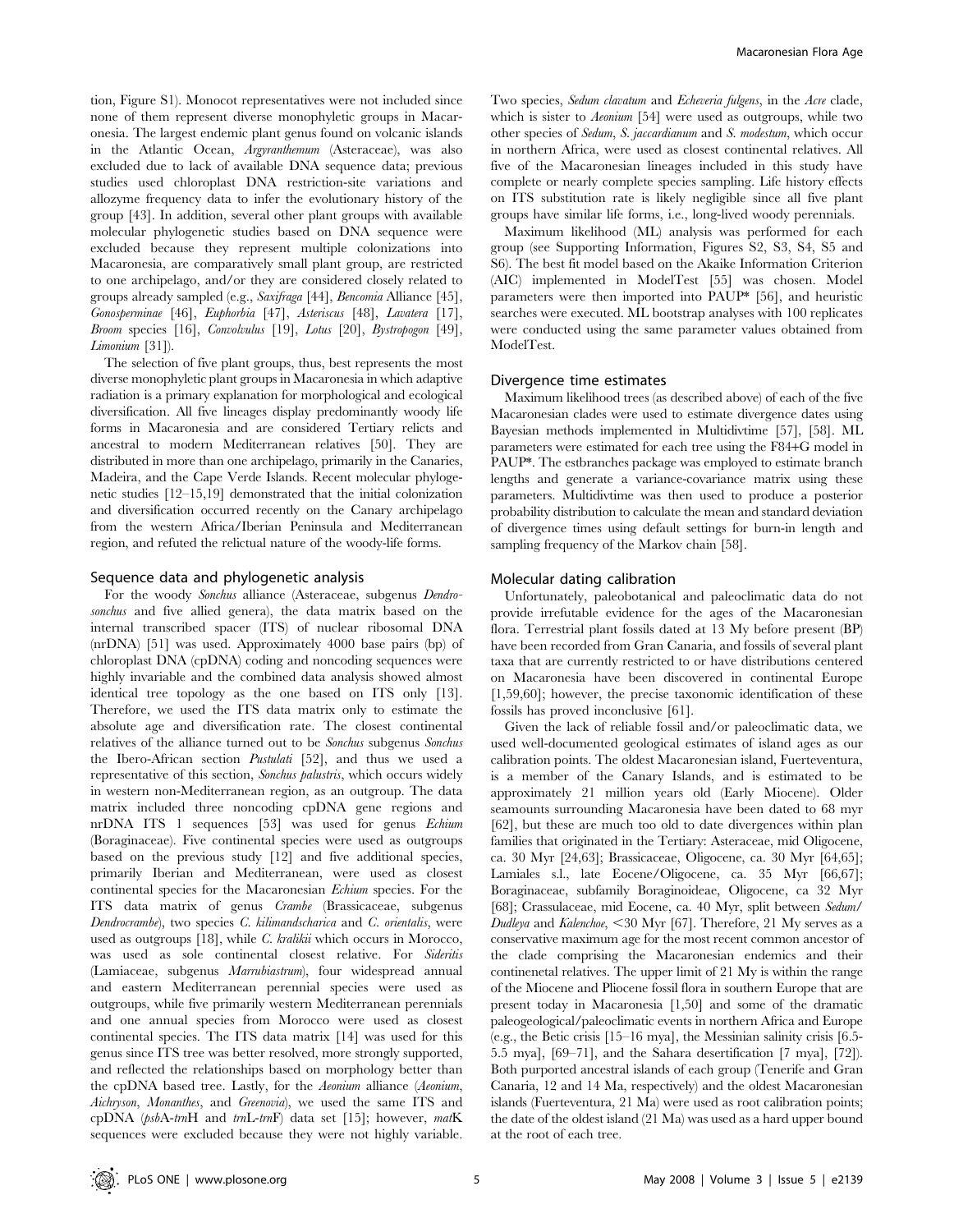tion, Figure S1). Monocot representatives were not included since none of them represent diverse monophyletic groups in Macaronesia. The largest endemic plant genus found on volcanic islands in the Atlantic Ocean, *Argyranthemum* (Asteraceae), was also excluded due to lack of available DNA sequence data; previous studies used chloroplast DNA restriction-site variations and allozyme frequency data to infer the evolutionary history of the group [43]. In addition, several other plant groups with available molecular phylogenetic studies based on DNA sequence were excluded because they represent multiple colonizations into Macaronesia, are comparatively small plant group, are restricted to one archipelago, and/or they are considered closely related to groups already sampled (e.g., *Saxifraga* [44], *Bencomia* Alliance [45], *Gonosperminae* [46], *Euphorbia* [47], *Asteriscus* [48], *Lavatera* [17], *Broom* species [16], *Convolvulus* [19], *Lotus* [20], *Bystropogon* [49], *Limonium* [31]).

The selection of five plant groups, thus, best represents the most diverse monophyletic plant groups in Macaronesia in which adaptive radiation is a primary explanation for morphological and ecological diversification. All five lineages display predominantly woody life forms in Macaronesia and are considered Tertiary relicts and ancestral to modern Mediterranean relatives [50]. They are distributed in more than one archipelago, primarily in the Canaries, Madeira, and the Cape Verde Islands. Recent molecular phylogenetic studies [12–15,19] demonstrated that the initial colonization and diversification occurred recently on the Canary archipelago from the western Africa/Iberian Peninsula and Mediterranean region, and refuted the relictual nature of the woody-life forms.

## Sequence data and phylogenetic analysis

For the woody *Sonchus* alliance (Asteraceae, subgenus *Dendrosonchus* and five allied genera), the data matrix based on the internal transcribed spacer (ITS) of nuclear ribosomal DNA (nrDNA) [51] was used. Approximately 4000 base pairs (bp) of chloroplast DNA (cpDNA) coding and noncoding sequences were highly invariable and the combined data analysis showed almost identical tree topology as the one based on ITS only [13]. Therefore, we used the ITS data matrix only to estimate the absolute age and diversification rate. The closest continental relatives of the alliance turned out to be *Sonchus* subgenus *Sonchus* the Ibero-African section *Pustulati* [52], and thus we used a representative of this section, *Sonchus palustris*, which occurs widely in western non-Mediterranean region, as an outgroup. The data matrix included three noncoding cpDNA gene regions and nrDNA ITS 1 sequences [53] was used for genus *Echium* (Boraginaceae). Five continental species were used as outgroups based on the previous study [12] and five additional species, primarily Iberian and Mediterranean, were used as closest continental species for the Macaronesian *Echium* species. For the ITS data matrix of genus *Crambe* (Brassicaceae, subgenus *Dendrocrambe*), two species *C. kilimandscharica* and *C. orientalis*, were used as outgroups [18], while *C. kralikii* which occurs in Morocco, was used as sole continental closest relative. For *Sideritis* (Lamiaceae, subgenus *Marrubiastrum*), four widespread annual and eastern Mediterranean perennial species were used as outgroups, while five primarily western Mediterranean perennials and one annual species from Morocco were used as closest continental species. The ITS data matrix [14] was used for this genus since ITS tree was better resolved, more strongly supported, and reflected the relationships based on morphology better than the cpDNA based tree. Lastly, for the *Aeonium* alliance (*Aeonium*, *Aichryson*, *Monanthes*, and *Greenovia*), we used the same ITS and cpDNA (*psbA-trnH* and *trnL-trnF*) data set [15]; however, *matK* sequences were excluded because they were not highly variable. Two species, *Sedum clavatum* and *Echeveria fulgens*, in the *Acre* clade, which is sister to *Aeonium* [54] were used as outgroups, while two other species of *Sedum*, *S. jaccardianum* and *S. modestum*, which occur in northern Africa, were used as closest continental relatives. All five of the Macaronesian lineages included in this study have complete or nearly complete species sampling. Life history effects on ITS substitution rate is likely negligible since all five plant groups have similar life forms, i.e., long-lived woody perennials.

Maximum likelihood (ML) analysis was performed for each group (see Supporting Information, Figures S2, S3, S4, S5 and S6). The best fit model based on the Akaike Information Criterion (AIC) implemented in ModelTest [55] was chosen. Model parameters were then imported into PAUP* [56], and heuristic searches were executed. ML bootstrap analyses with 100 replicates were conducted using the same parameter values obtained from ModelTest.

## Divergence time estimates

Maximum likelihood trees (as described above) of each of the five Macaronesian clades were used to estimate divergence dates using Bayesian methods implemented in Multidivtime [57], [58]. ML parameters were estimated for each tree using the F84+G model in PAUP*. The estbranches package was employed to estimate branch lengths and generate a variance-covariance matrix using these parameters. Multidivtime was then used to produce a posterior probability distribution to calculate the mean and standard deviation of divergence times using default settings for burn-in length and sampling frequency of the Markov chain [58].

## Molecular dating calibration

Unfortunately, paleobotanical and paleoclimatic data do not provide irrefutable evidence for the ages of the Macaronesian flora. Terrestrial plant fossils dated at 13 My before present (BP) have been recorded from Gran Canaria, and fossils of several plant taxa that are currently restricted to or have distributions centered on Macaronesia have been discovered in continental Europe [1,59,60]; however, the precise taxonomic identification of these fossils has proved inconclusive [61].

Given the lack of reliable fossil and/or paleoclimatic data, we used well-documented geological estimates of island ages as our calibration points. The oldest Macaronesian island, Fuerteventura, is a member of the Canary Islands, and is estimated to be approximately 21 million years old (Early Miocene). Older seamounts surrounding Macaronesia have been dated to 68 myr [62], but these are much too old to date divergences within plan families that originated in the Tertiary: Asteraceae, mid Oligocene, ca. 30 Myr [24,63]; Brassicaceae, Oligocene, ca. 30 Myr [64,65]; Lamiales s.l., late Eocene/Oligocene, ca. 35 Myr [66,67]; Boraginaceae, subfamily Boraginoideae, Oligocene, ca 32 Myr [68]; Crassulaceae, mid Eocene, ca. 40 Myr, split between *Sedum*/*Dudleya* and *Kalenchoe*, <30 Myr [67]. Therefore, 21 My serves as a conservative maximum age for the most recent common ancestor of the clade comprising the Macaronesian endemics and their continenetal relatives. The upper limit of 21 My is within the range of the Miocene and Pliocene fossil flora in southern Europe that are present today in Macaronesia [1,50] and some of the dramatic paleogeological/paleoclimatic events in northern Africa and Europe (e.g., the Betic crisis [15–16 mya], the Messinian salinity crisis [6.5-5.5 mya], [69–71], and the Sahara desertification [7 mya], [72]). Both purported ancestral islands of each group (Tenerife and Gran Canaria, 12 and 14 Ma, respectively) and the oldest Macaronesian islands (Fuerteventura, 21 Ma) were used as root calibration points; the date of the oldest island (21 Ma) was used as a hard upper bound at the root of each tree.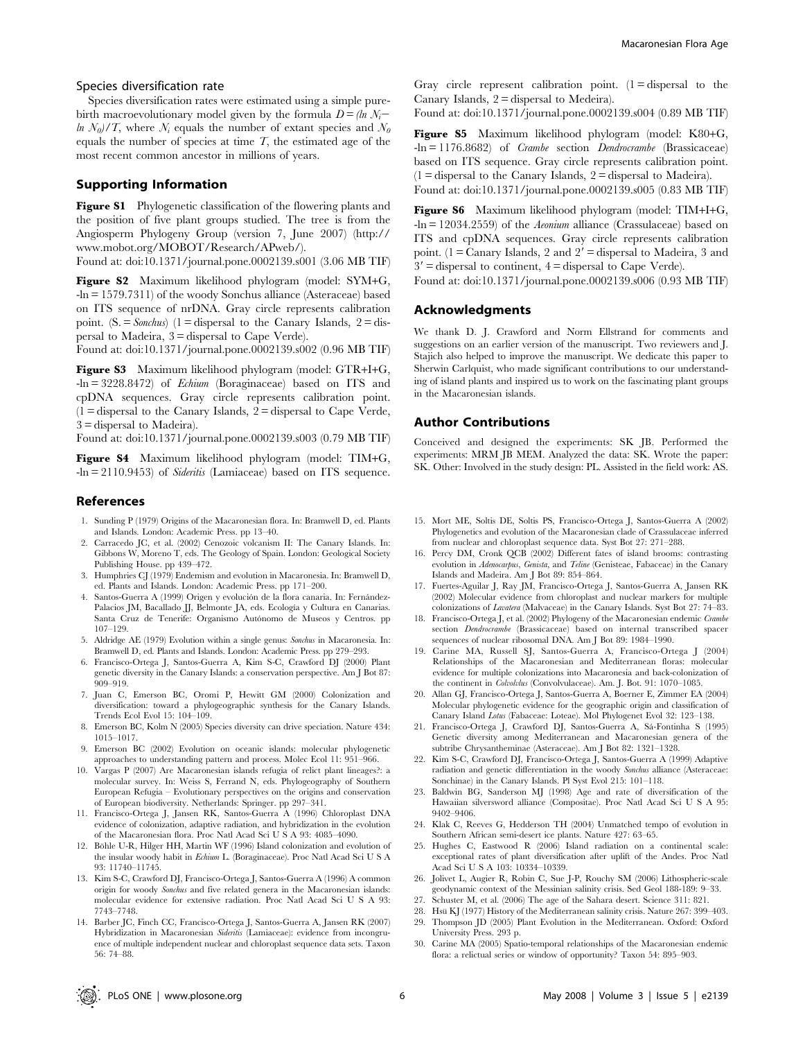### Species diversification rate

Species diversification rates were estimated using a simple pure-birth macroevolutionary model given by the formula $D = (\ln N_i - \ln N_0)/T$, where $N_i$ equals the number of extant species and $N_0$ equals the number of species at time $T$, the estimated age of the most recent common ancestor in millions of years.

## Supporting Information

**Figure S1** Phylogenetic classification of the flowering plants and the position of five plant groups studied. The tree is from the Angiosperm Phylogeny Group (version 7, June 2007) (http://www.mobot.org/MOBOT/Research/APweb/).
Found at: doi:10.1371/journal.pone.0002139.s001 (3.06 MB TIF)

**Figure S2** Maximum likelihood phylogram (model: SYM+G, -ln = 1579.7311) of the woody Sonchus alliance (Asteraceae) based on ITS sequence of nrDNA. Gray circle represents calibration point. (S. = *Sonchus*) (1 = dispersal to the Canary Islands, 2 = dispersal to Madeira, 3 = dispersal to Cape Verde).
Found at: doi:10.1371/journal.pone.0002139.s002 (0.96 MB TIF)

**Figure S3** Maximum likelihood phylogram (model: GTR+I+G, -ln = 3228.8472) of *Echium* (Boraginaceae) based on ITS and cpDNA sequences. Gray circle represents calibration point. (1 = dispersal to the Canary Islands, 2 = dispersal to Cape Verde, 3 = dispersal to Madeira).
Found at: doi:10.1371/journal.pone.0002139.s003 (0.79 MB TIF)

**Figure S4** Maximum likelihood phylogram (model: TIM+G, -ln = 2110.9453) of *Sideritis* (Lamiaceae) based on ITS sequence. Gray circle represent calibration point. (1 = dispersal to the Canary Islands, 2 = dispersal to Medeira).
Found at: doi:10.1371/journal.pone.0002139.s004 (0.89 MB TIF)

**Figure S5** Maximum likelihood phylogram (model: K80+G, -ln = 1176.8682) of *Crambe* section *Dendrocrambe* (Brassicaceae) based on ITS sequence. Gray circle represents calibration point. (1 = dispersal to the Canary Islands, 2 = dispersal to Madeira).
Found at: doi:10.1371/journal.pone.0002139.s005 (0.83 MB TIF)

**Figure S6** Maximum likelihood phylogram (model: TIM+I+G, -ln = 12034.2559) of the *Aeonium* alliance (Crassulaceae) based on ITS and cpDNA sequences. Gray circle represents calibration point. (1 = Canary Islands, 2 and 2′ = dispersal to Madeira, 3 and 3′ = dispersal to continent, 4 = dispersal to Cape Verde).
Found at: doi:10.1371/journal.pone.0002139.s006 (0.93 MB TIF)

## Acknowledgments

We thank D. J. Crawford and Norm Ellstrand for comments and suggestions on an earlier version of the manuscript. Two reviewers and J. Stajich also helped to improve the manuscript. We dedicate this paper to Sherwin Carlquist, who made significant contributions to our understanding of island plants and inspired us to work on the fascinating plant groups in the Macaronesian islands.

## Author Contributions

Conceived and designed the experiments: SK JB. Performed the experiments: MRM JB MEM. Analyzed the data: SK. Wrote the paper: SK. Other: Involved in the study design: PL. Assisted in the field work: AS.

## References

1. Sunding P (1979) Origins of the Macaronesian flora. In: Bramwell D, ed. Plants and Islands. London: Academic Press. pp 13–40.
2. Carracedo JC, et al. (2002) Cenozoic volcanism II: The Canary Islands. In: Gibbons W, Moreno T, eds. The Geology of Spain. London: Geological Society Publishing House. pp 439–472.
3. Humphries CJ (1979) Endemism and evolution in Macaronesia. In: Bramwell D, ed. Plants and Islands. London: Academic Press. pp 171–200.
4. Santos-Guerra A (1999) Origen y evolución de la flora canaria. In: Fernández-Palacios JM, Bacallado JJ, Belmonte JA, eds. Ecología y Cultura en Canarias. Santa Cruz de Tenerife: Organismo Autónomo de Museos y Centros. pp 107–129.
5. Aldridge AE (1979) Evolution within a single genus: *Sonchus* in Macaronesia. In: Bramwell D, ed. Plants and Islands. London: Academic Press. pp 279–293.
6. Francisco-Ortega J, Santos-Guerra A, Kim S-C, Crawford DJ (2000) Plant genetic diversity in the Canary Islands: a conservation perspective. Am J Bot 87: 909–919.
7. Juan C, Emerson BC, Oromi P, Hewitt GM (2000) Colonization and diversification: toward a phylogeographic synthesis for the Canary Islands. Trends Ecol Evol 15: 104–109.
8. Emerson BC, Kolm N (2005) Species diversity can drive speciation. Nature 434: 1015–1017.
9. Emerson BC (2002) Evolution on oceanic islands: molecular phylogenetic approaches to understanding pattern and process. Molec Ecol 11: 951–966.
10. Vargas P (2007) Are Macaronesian islands refugia of relict plant lineages?: a molecular survey. In: Weiss S, Ferrand N, eds. Phylogeography of Southern European Refugia – Evolutionary perspectives on the origins and conservation of European biodiversity. Netherlands: Springer. pp 297–341.
11. Francisco-Ortega J, Jansen RK, Santos-Guerra A (1996) Chloroplast DNA evidence of colonization, adaptive radiation, and hybridization in the evolution of the Macaronesian flora. Proc Natl Acad Sci U S A 93: 4085–4090.
12. Böhle U-R, Hilger HH, Martin WF (1996) Island colonization and evolution of the insular woody habit in *Echium* L. (Boraginaceae). Proc Natl Acad Sci U S A 93: 11740–11745.
13. Kim S-C, Crawford DJ, Francisco-Ortega J, Santos-Guerra A (1996) A common origin for woody *Sonchus* and five related genera in the Macaronesian islands: molecular evidence for extensive radiation. Proc Natl Acad Sci U S A 93: 7743–7748.
14. Barber JC, Finch CC, Francisco-Ortega J, Santos-Guerra A, Jansen RK (2007) Hybridization in Macaronesian *Sideritis* (Lamiaceae): evidence from incongruence of multiple independent nuclear and chloroplast sequence data sets. Taxon 56: 74–88.
15. Mort ME, Soltis DE, Soltis PS, Francisco-Ortega J, Santos-Guerra A (2002) Phylogenetics and evolution of the Macaronesian clade of Crassulaceae inferred from nuclear and chloroplast sequence data. Syst Bot 27: 271–288.
16. Percy DM, Cronk QCB (2002) Different fates of island brooms: contrasting evolution in *Adenocarpus*, *Genista*, and *Teline* (Genisteae, Fabaceae) in the Canary Islands and Madeira. Am J Bot 89: 854–864.
17. Fuertes-Aguilar J, Ray JM, Francisco-Ortega J, Santos-Guerra A, Jansen RK (2002) Molecular evidence from chloroplast and nuclear markers for multiple colonizations of *Lavatera* (Malvaceae) in the Canary Islands. Syst Bot 27: 74–83.
18. Francisco-Ortega J, et al. (2002) Phylogeny of the Macaronesian endemic *Crambe* section *Dendrocrambe* (Brassicaceae) based on internal transcribed spacer sequences of nuclear ribosomal DNA. Am J Bot 89: 1984–1990.
19. Carine MA, Russell SJ, Santos-Guerra A, Francisco-Ortega J (2004) Relationships of the Macaronesian and Mediterranean floras: molecular evidence for multiple colonizations into Macaronesia and back-colonization of the continent in *Colvolvlus* (Convolvulaceae). Am. J. Bot. 91: 1070–1085.
20. Allan GJ, Francisco-Ortega J, Santos-Guerra A, Boerner E, Zimmer EA (2004) Molecular phylogenetic evidence for the geographic origin and classification of Canary Island *Lotus* (Fabaceae: Loteae). Mol Phylogenet Evol 32: 123–138.
21. Francisco-Ortega J, Crawford DJ, Santos-Guerra A, Sá-Fontinha S (1995) Genetic diversity among Mediterranean and Macaronesian genera of the subtribe Chrysantheminae (Asteraceae). Am J Bot 82: 1321–1328.
22. Kim S-C, Crawford DJ, Francisco-Ortega J, Santos-Guerra A (1999) Adaptive radiation and genetic differentiation in the woody *Sonchus* alliance (Asteraceae: Sonchinae) in the Canary Islands. Pl Syst Evol 215: 101–118.
23. Baldwin BG, Sanderson MJ (1998) Age and rate of diversification of the Hawaiian silversword alliance (Compositae). Proc Natl Acad Sci U S A 95: 9402–9406.
24. Klak C, Reeves G, Hedderson TH (2004) Unmatched tempo of evolution in Southern African semi-desert ice plants. Nature 427: 63–65.
25. Hughes C, Eastwood R (2006) Island radiation on a continental scale: exceptional rates of plant diversification after uplift of the Andes. Proc Natl Acad Sci U S A 103: 10334–10339.
26. Jolivet L, Augier R, Robin C, Sue J-P, Rouchy SM (2006) Lithospheric-scale geodynamic context of the Messinian salinity crisis. Sed Geol 188-189: 9–33.
27. Schuster M, et al. (2006) The age of the Sahara desert. Science 311: 821.
28. Hsü KJ (1977) History of the Mediterranean salinity crisis. Nature 267: 399–403.
29. Thompson JD (2005) Plant Evolution in the Mediterranean. Oxford: Oxford University Press. 293 p.
30. Carine MA (2005) Spatio-temporal relationships of the Macaronesian endemic flora: a relictual series or window of opportunity? Taxon 54: 895–903.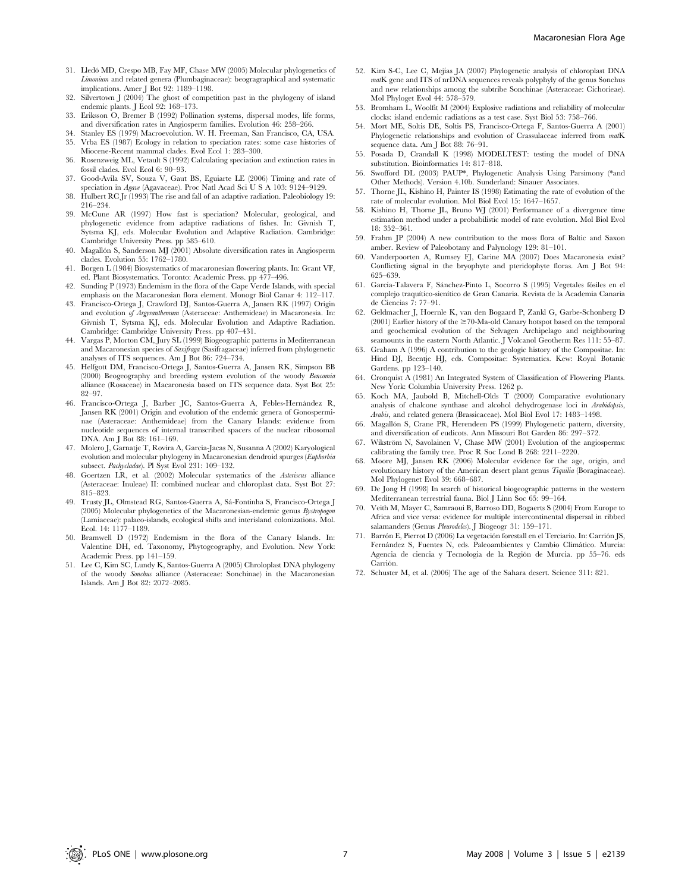31. Lledó MD, Crespo MB, Fay MF, Chase MW (2005) Molecular phylogenetics of *Limonium* and related genera (Plumbaginaceae): beograpgrahical and systematic implications. Amer J Bot 92: 1189–1198.
32. Silvertown J (2004) The ghost of competition past in the phylogeny of island endemic plants. J Ecol 92: 168–173.
33. Eriksson O, Bremer B (1992) Pollination systems, dispersal modes, life forms, and diversification rates in Angiosperm families. Evolution 46: 258–266.
34. Stanley ES (1979) Macroevolution. W. H. Freeman, San Francisco, CA, USA.
35. Vrba ES (1987) Ecology in relation to speciation rates: some case histories of Miocene-Recent mammal clades. Evol Ecol 1: 283–300.
36. Rosenzweig ML, Vetault S (1992) Calculating speciation and extinction rates in fossil clades. Evol Ecol 6: 90–93.
37. Good-Avila SV, Souza V, Gaut BS, Eguiarte LE (2006) Timing and rate of speciation in *Agave* (Agavaceae). Proc Natl Acad Sci U S A 103: 9124–9129.
38. Hulbert RC Jr (1993) The rise and fall of an adaptive radiation. Paleobiology 19: 216–234.
39. McCune AR (1997) How fast is speciation? Molecular, geological, and phylogenetic evidence from adaptive radiations of fishes. In: Givnish T, Sytsma KJ, eds. Molecular Evolution and Adaptive Radiation. Cambridge: Cambridge University Press. pp 585–610.
40. Magallón S, Sanderson MJ (2001) Absolute diversification rates in Angiosperm clades. Evolution 55: 1762–1780.
41. Borgen L (1984) Biosystematics of macaronesian flowering plants. In: Grant VF, ed. Plant Biosystematics. Toronto: Academic Press. pp 477–496.
42. Sunding P (1973) Endemism in the flora of the Cape Verde Islands, with special emphasis on the Macaronesian flora element. Monogr Biol Canar 4: 112–117.
43. Francisco-Ortega J, Crawford DJ, Santos-Guerra A, Jansen RK (1997) Origin and evolution of *Argyranthemum* (Asteraceae: Anthemideae) in Macaronesia. In: Givnish T, Sytsma KJ, eds. Molecular Evolution and Adaptive Radiation. Cambridge: Cambridge University Press. pp 407–431.
44. Vargas P, Morton CM, Jury SL (1999) Biogeographic patterns in Mediterranean and Macaronesian species of *Saxifraga* (Sasifragaceae) inferred from phylogenetic analyses of ITS sequences. Am J Bot 86: 724–734.
45. Helfgott DM, Francisco-Ortega J, Santos-Guerra A, Jansen RK, Simpson BB (2000) Beogeography and breeding system evolution of the woody *Bencomia* alliance (Rosaceae) in Macaronesia based on ITS sequence data. Syst Bot 25: 82–97.
46. Francisco-Ortega J, Barber JC, Santos-Guerra A, Febles-Hernández R, Jansen RK (2001) Origin and evolution of the endemic genera of Gonospermi-nae (Asteraceae: Anthemideae) from the Canary Islands: evidence from nucleotide sequences of internal transcribed spacers of the nuclear ribosomal DNA. Am J Bot 88: 161–169.
47. Molero J, Garnatje T, Rovira A, Garcia-Jacas N, Susanna A (2002) Karyological evolution and molecular phylogeny in Macaronesian dendroid spurges (*Euphorbia* subsect. *Pachycladae*). Pl Syst Evol 231: 109–132.
48. Goertzen LR, et al. (2002) Molecular systematics of the *Asteriscus* alliance (Asteraceae: Inuleae) II: combined nuclear and chloroplast data. Syst Bot 27: 815–823.
49. Trusty JL, Olmstead RG, Santos-Guerra A, Sá-Fontinha S, Francisco-Ortega J (2005) Molecular phylogenetics of the Macaronesian-endemic genus *Bystropogon* (Lamiaceae): palaeo-islands, ecological shifts and interisland colonizations. Mol. Ecol. 14: 1177–1189.
50. Bramwell D (1972) Endemism in the flora of the Canary Islands. In: Valentine DH, ed. Taxonomy, Phytogeography, and Evolution. New York: Academic Press. pp 141–159.
51. Lee C, Kim SC, Lundy K, Santos-Guerra A (2005) Chroloplast DNA phylogeny of the woody *Sonchus* alliance (Asteraceae: Sonchinae) in the Macaronesian Islands. Am J Bot 82: 2072–2085.
52. Kim S-C, Lee C, Mejias JA (2007) Phylogenetic analysis of chloroplast DNA *mat*K gene and ITS of nrDNA sequences reveals polyphyly of the genus Sonchus and new relationships among the subtribe Sonchinae (Asteraceae: Cichorieae). Mol Phyloget Evol 44: 578–579.
53. Bromham L, Woolfit M (2004) Explosive radiations and reliability of molecular clocks: island endemic radiations as a test case. Syst Biol 53: 758–766.
54. Mort ME, Soltis DE, Soltis PS, Francisco-Ortega F, Santos-Guerra A (2001) Phylogenetic relationships and evolution of Crassulaceae inferred from *mat*K sequence data. Am J Bot 88: 76–91.
55. Posada D, Crandall K (1998) MODELTEST: testing the model of DNA substitution. Bioinformatics 14: 817–818.
56. Swofford DL (2003) PAUP*, Phylogenetic Analysis Using Parsimony (*and Other Methods). Version 4.10b. Sunderland: Sinauer Associates.
57. Thorne JL, Kishino H, Painter IS (1998) Estimating the rate of evolution of the rate of molecular evolution. Mol Biol Evol 15: 1647–1657.
58. Kishino H, Thorne JL, Bruno WJ (2001) Performance of a divergence time estimation method under a probabilistic model of rate evolution. Mol Biol Evol 18: 352–361.
59. Frahm JP (2004) A new contribution to the moss flora of Baltic and Saxon amber. Review of Paleobotany and Palynology 129: 81–101.
60. Vanderpoorten A, Rumsey FJ, Carine MA (2007) Does Macaronesia exist? Conflicting signal in the bryophyte and pteridophyte floras. Am J Bot 94: 625–639.
61. García-Talavera F, Sánchez-Pinto L, Socorro S (1995) Vegetales fósiles en el complejo traquítico-sienítico de Gran Canaria. Revista de la Academia Canaria de Ciencias 7: 77–91.
62. Geldmacher J, Hoernle K, van den Bogaard P, Zankl G, Garbe-Schonberg D (2001) Earlier history of the ≥70-Ma-old Canary hotspot based on the temporal and geochemical evolution of the Selvagen Archipelago and neighbouring seamounts in the eastern North Atlantic. J Volcanol Geotherm Res 111: 55–87.
63. Graham A (1996) A contribution to the geologic history of the Compositae. In: Hind DJ, Beentje HJ, eds. Compositae: Systematics. Kew: Royal Botanic Gardens. pp 123–140.
64. Cronquist A (1981) An Integrated System of Classification of Flowering Plants. New York: Columbia University Press. 1262 p.
65. Koch MA, Jaubold B, Mitchell-Olds T (2000) Comparative evolutionary analysis of chalcone synthase and alcohol dehydrogenase loci in *Arabidopsis*, *Arabis*, and related genera (Brassicaceae). Mol Biol Evol 17: 1483–1498.
66. Magallón S, Crane PR, Herendeen PS (1999) Phylogenetic pattern, diversity, and diversification of eudicots. Ann Missouri Bot Garden 86: 297–372.
67. Wikström N, Savolainen V, Chase MW (2001) Evolution of the angiosperms: calibrating the family tree. Proc R Soc Lond B 268: 2211–2220.
68. Moore MJ, Jansen RK (2006) Molecular evidence for the age, origin, and evolutionary history of the American desert plant genus *Tiquilia* (Boraginaceae). Mol Phylogenet Evol 39: 668–687.
69. De Jong H (1998) In search of historical biogeographic patterns in the western Mediterranean terrestrial fauna. Biol J Linn Soc 65: 99–164.
70. Veith M, Mayer C, Samraoui B, Barroso DD, Bogaerts S (2004) From Europe to Africa and vice versa: evidence for multiple intercontinental dispersal in ribbed salamanders (Genus *Pleurodeles*). J Biogeogr 31: 159–171.
71. Barrón E, Pierrot D (2006) La vegetación forestall en el Terciario. In: Carrión JS, Fernández S, Fuentes N, eds. Paleoambientes y Cambio Climático. Murcia: Agencia de ciencia y Tecnología de la Región de Murcia. pp 55–76. eds Carrión.
72. Schuster M, et al. (2006) The age of the Sahara desert. Science 311: 821.